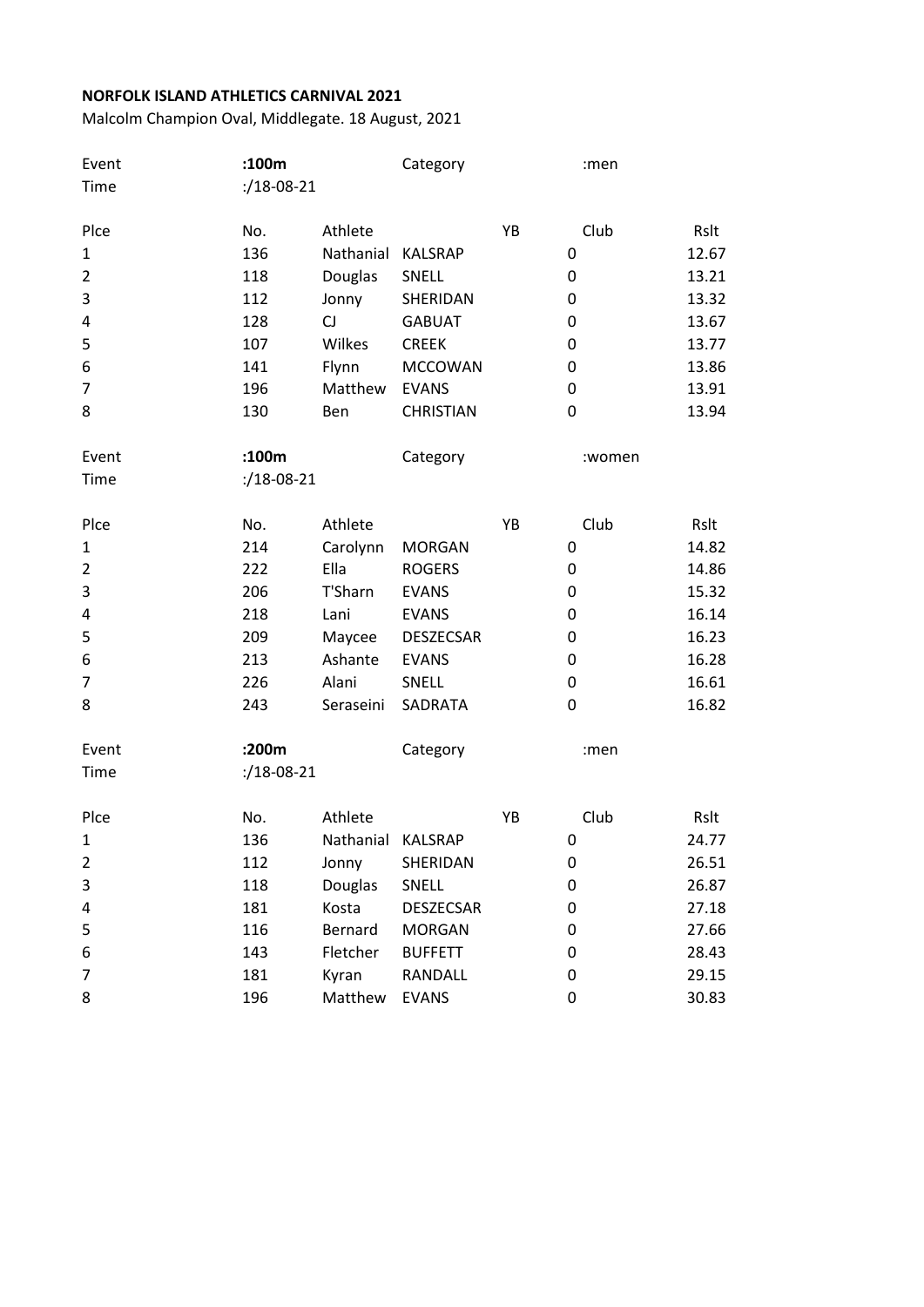**NORFOLK ISLAND ATHLETICS CARNIVAL 2021**

Malcolm Champion Oval, Middlegate. 18 August, 2021

| Event | :100m | | Category | | :men | |
|---|---|---|---|---|---|---|
| Time | :/18-08-21 | | | | | |
| | | | | | | |
| Plce | No. | Athlete | | YB | Club | Rslt |
| 1 | 136 | Nathanial | KALSRAP | | 0 | 12.67 |
| 2 | 118 | Douglas | SNELL | | 0 | 13.21 |
| 3 | 112 | Jonny | SHERIDAN | | 0 | 13.32 |
| 4 | 128 | CJ | GABUAT | | 0 | 13.67 |
| 5 | 107 | Wilkes | CREEK | | 0 | 13.77 |
| 6 | 141 | Flynn | MCCOWAN | | 0 | 13.86 |
| 7 | 196 | Matthew | EVANS | | 0 | 13.91 |
| 8 | 130 | Ben | CHRISTIAN | | 0 | 13.94 |

| Event | :100m | | Category | | :women | |
|---|---|---|---|---|---|---|
| Time | :/18-08-21 | | | | | |
| | | | | | | |
| Plce | No. | Athlete | | YB | Club | Rslt |
| 1 | 214 | Carolynn | MORGAN | | 0 | 14.82 |
| 2 | 222 | Ella | ROGERS | | 0 | 14.86 |
| 3 | 206 | T'Sharn | EVANS | | 0 | 15.32 |
| 4 | 218 | Lani | EVANS | | 0 | 16.14 |
| 5 | 209 | Maycee | DESZECSAR | | 0 | 16.23 |
| 6 | 213 | Ashante | EVANS | | 0 | 16.28 |
| 7 | 226 | Alani | SNELL | | 0 | 16.61 |
| 8 | 243 | Seraseini | SADRATA | | 0 | 16.82 |

| Event | :200m | | Category | | :men | |
|---|---|---|---|---|---|---|
| Time | :/18-08-21 | | | | | |
| | | | | | | |
| Plce | No. | Athlete | | YB | Club | Rslt |
| 1 | 136 | Nathanial | KALSRAP | | 0 | 24.77 |
| 2 | 112 | Jonny | SHERIDAN | | 0 | 26.51 |
| 3 | 118 | Douglas | SNELL | | 0 | 26.87 |
| 4 | 181 | Kosta | DESZECSAR | | 0 | 27.18 |
| 5 | 116 | Bernard | MORGAN | | 0 | 27.66 |
| 6 | 143 | Fletcher | BUFFETT | | 0 | 28.43 |
| 7 | 181 | Kyran | RANDALL | | 0 | 29.15 |
| 8 | 196 | Matthew | EVANS | | 0 | 30.83 |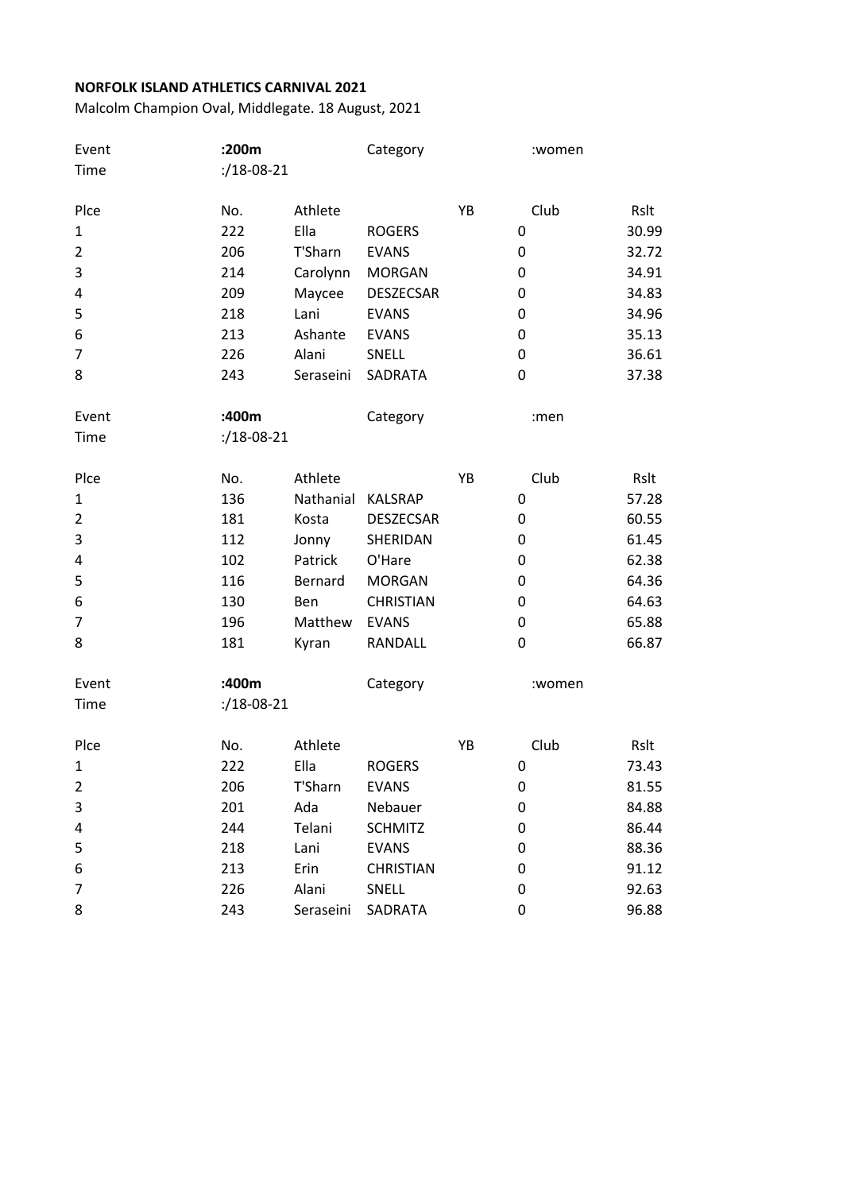**NORFOLK ISLAND ATHLETICS CARNIVAL 2021**

Malcolm Champion Oval, Middlegate. 18 August, 2021

Event **:200m** Category :women
Time :/18-08-21

| Plce | No. | Athlete | | YB | Club | Rslt |
|---|---|---|---|---|---|---|
| 1 | 222 | Ella | ROGERS | | 0 | 30.99 |
| 2 | 206 | T'Sharn | EVANS | | 0 | 32.72 |
| 3 | 214 | Carolynn | MORGAN | | 0 | 34.91 |
| 4 | 209 | Maycee | DESZECSAR | | 0 | 34.83 |
| 5 | 218 | Lani | EVANS | | 0 | 34.96 |
| 6 | 213 | Ashante | EVANS | | 0 | 35.13 |
| 7 | 226 | Alani | SNELL | | 0 | 36.61 |
| 8 | 243 | Seraseini | SADRATA | | 0 | 37.38 |

Event **:400m** Category :men
Time :/18-08-21

| Plce | No. | Athlete | | YB | Club | Rslt |
|---|---|---|---|---|---|---|
| 1 | 136 | Nathanial | KALSRAP | | 0 | 57.28 |
| 2 | 181 | Kosta | DESZECSAR | | 0 | 60.55 |
| 3 | 112 | Jonny | SHERIDAN | | 0 | 61.45 |
| 4 | 102 | Patrick | O'Hare | | 0 | 62.38 |
| 5 | 116 | Bernard | MORGAN | | 0 | 64.36 |
| 6 | 130 | Ben | CHRISTIAN | | 0 | 64.63 |
| 7 | 196 | Matthew | EVANS | | 0 | 65.88 |
| 8 | 181 | Kyran | RANDALL | | 0 | 66.87 |

Event **:400m** Category :women
Time :/18-08-21

| Plce | No. | Athlete | | YB | Club | Rslt |
|---|---|---|---|---|---|---|
| 1 | 222 | Ella | ROGERS | | 0 | 73.43 |
| 2 | 206 | T'Sharn | EVANS | | 0 | 81.55 |
| 3 | 201 | Ada | Nebauer | | 0 | 84.88 |
| 4 | 244 | Telani | SCHMITZ | | 0 | 86.44 |
| 5 | 218 | Lani | EVANS | | 0 | 88.36 |
| 6 | 213 | Erin | CHRISTIAN | | 0 | 91.12 |
| 7 | 226 | Alani | SNELL | | 0 | 92.63 |
| 8 | 243 | Seraseini | SADRATA | | 0 | 96.88 |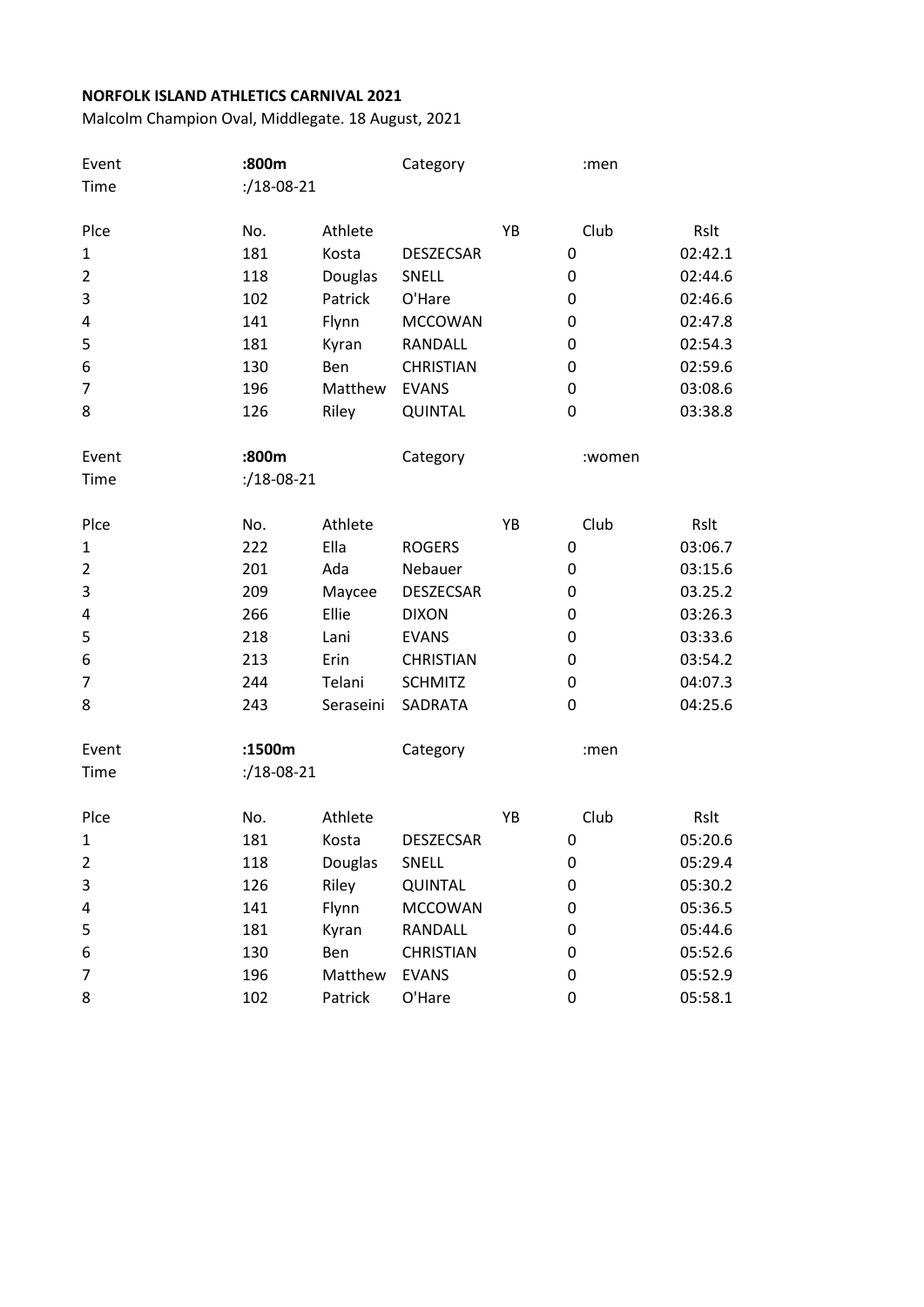**NORFOLK ISLAND ATHLETICS CARNIVAL 2021**

Malcolm Champion Oval, Middlegate. 18 August, 2021

| Event | :800m | | Category | | :men | |
|---|---|---|---|---|---|---|
| Time | :/18-08-21 | | | | | |
| Plce | No. | Athlete | | YB | Club | Rslt |
| 1 | 181 | Kosta | DESZECSAR | | 0 | 02:42.1 |
| 2 | 118 | Douglas | SNELL | | 0 | 02:44.6 |
| 3 | 102 | Patrick | O'Hare | | 0 | 02:46.6 |
| 4 | 141 | Flynn | MCCOWAN | | 0 | 02:47.8 |
| 5 | 181 | Kyran | RANDALL | | 0 | 02:54.3 |
| 6 | 130 | Ben | CHRISTIAN | | 0 | 02:59.6 |
| 7 | 196 | Matthew | EVANS | | 0 | 03:08.6 |
| 8 | 126 | Riley | QUINTAL | | 0 | 03:38.8 |

| Event | :800m | | Category | | :women | |
|---|---|---|---|---|---|---|
| Time | :/18-08-21 | | | | | |
| Plce | No. | Athlete | | YB | Club | Rslt |
| 1 | 222 | Ella | ROGERS | | 0 | 03:06.7 |
| 2 | 201 | Ada | Nebauer | | 0 | 03:15.6 |
| 3 | 209 | Maycee | DESZECSAR | | 0 | 03.25.2 |
| 4 | 266 | Ellie | DIXON | | 0 | 03:26.3 |
| 5 | 218 | Lani | EVANS | | 0 | 03:33.6 |
| 6 | 213 | Erin | CHRISTIAN | | 0 | 03:54.2 |
| 7 | 244 | Telani | SCHMITZ | | 0 | 04:07.3 |
| 8 | 243 | Seraseini | SADRATA | | 0 | 04:25.6 |

| Event | :1500m | | Category | | :men | |
|---|---|---|---|---|---|---|
| Time | :/18-08-21 | | | | | |
| Plce | No. | Athlete | | YB | Club | Rslt |
| 1 | 181 | Kosta | DESZECSAR | | 0 | 05:20.6 |
| 2 | 118 | Douglas | SNELL | | 0 | 05:29.4 |
| 3 | 126 | Riley | QUINTAL | | 0 | 05:30.2 |
| 4 | 141 | Flynn | MCCOWAN | | 0 | 05:36.5 |
| 5 | 181 | Kyran | RANDALL | | 0 | 05:44.6 |
| 6 | 130 | Ben | CHRISTIAN | | 0 | 05:52.6 |
| 7 | 196 | Matthew | EVANS | | 0 | 05:52.9 |
| 8 | 102 | Patrick | O'Hare | | 0 | 05:58.1 |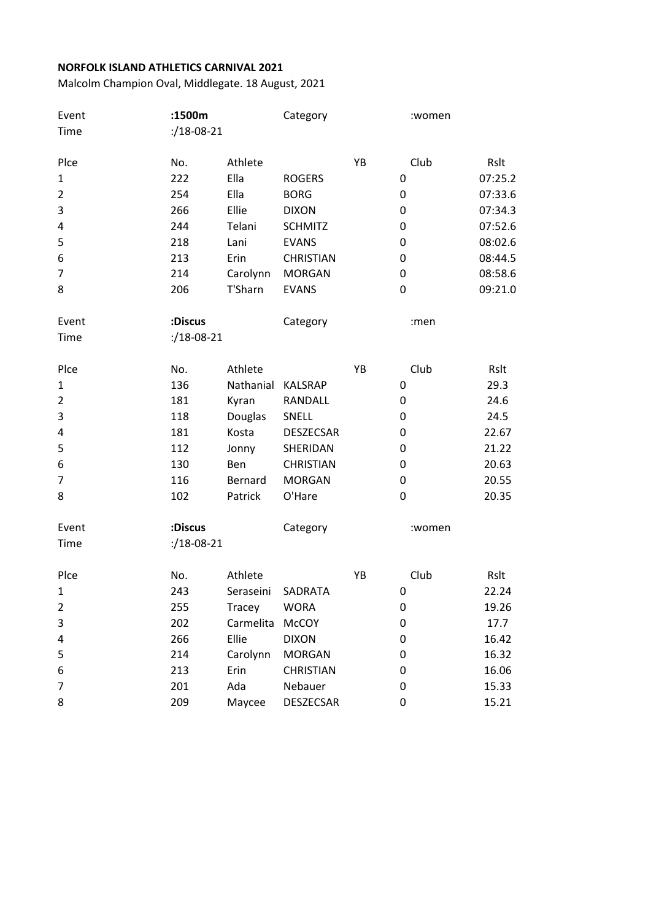**NORFOLK ISLAND ATHLETICS CARNIVAL 2021**

Malcolm Champion Oval, Middlegate. 18 August, 2021

Event **:1500m** Category :women

Time :/18-08-21

| Plce | No. | Athlete | | YB | Club | Rslt |
|---|---|---|---|---|---|---|
| 1 | 222 | Ella | ROGERS | | 0 | 07:25.2 |
| 2 | 254 | Ella | BORG | | 0 | 07:33.6 |
| 3 | 266 | Ellie | DIXON | | 0 | 07:34.3 |
| 4 | 244 | Telani | SCHMITZ | | 0 | 07:52.6 |
| 5 | 218 | Lani | EVANS | | 0 | 08:02.6 |
| 6 | 213 | Erin | CHRISTIAN | | 0 | 08:44.5 |
| 7 | 214 | Carolynn | MORGAN | | 0 | 08:58.6 |
| 8 | 206 | T'Sharn | EVANS | | 0 | 09:21.0 |

Event **:Discus** Category :men

Time :/18-08-21

| Plce | No. | Athlete | | YB | Club | Rslt |
|---|---|---|---|---|---|---|
| 1 | 136 | Nathanial | KALSRAP | | 0 | 29.3 |
| 2 | 181 | Kyran | RANDALL | | 0 | 24.6 |
| 3 | 118 | Douglas | SNELL | | 0 | 24.5 |
| 4 | 181 | Kosta | DESZECSAR | | 0 | 22.67 |
| 5 | 112 | Jonny | SHERIDAN | | 0 | 21.22 |
| 6 | 130 | Ben | CHRISTIAN | | 0 | 20.63 |
| 7 | 116 | Bernard | MORGAN | | 0 | 20.55 |
| 8 | 102 | Patrick | O'Hare | | 0 | 20.35 |

Event **:Discus** Category :women

Time :/18-08-21

| Plce | No. | Athlete | | YB | Club | Rslt |
|---|---|---|---|---|---|---|
| 1 | 243 | Seraseini | SADRATA | | 0 | 22.24 |
| 2 | 255 | Tracey | WORA | | 0 | 19.26 |
| 3 | 202 | Carmelita | McCOY | | 0 | 17.7 |
| 4 | 266 | Ellie | DIXON | | 0 | 16.42 |
| 5 | 214 | Carolynn | MORGAN | | 0 | 16.32 |
| 6 | 213 | Erin | CHRISTIAN | | 0 | 16.06 |
| 7 | 201 | Ada | Nebauer | | 0 | 15.33 |
| 8 | 209 | Maycee | DESZECSAR | | 0 | 15.21 |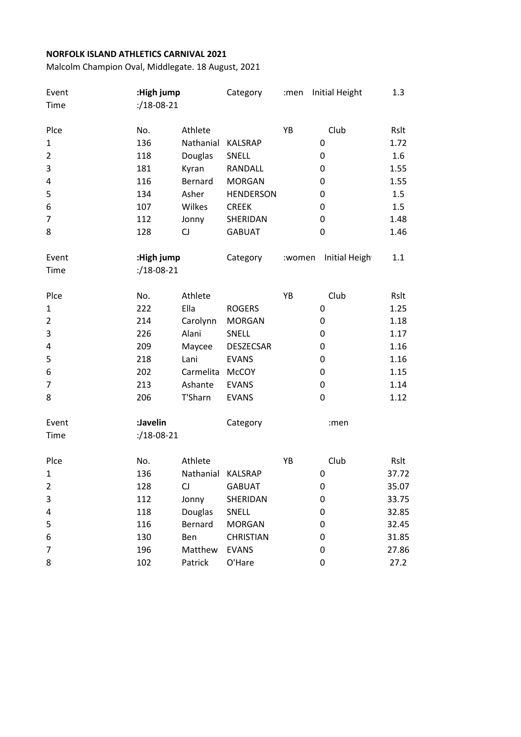**NORFOLK ISLAND ATHLETICS CARNIVAL 2021**

Malcolm Champion Oval, Middlegate. 18 August, 2021

| Event | :High jump | | Category | :men | Initial Height | 1.3 |
|---|---|---|---|---|---|---|
| Time | :/18-08-21 | | | | | |
| Plce | No. | Athlete | | YB | Club | Rslt |
| 1 | 136 | Nathanial | KALSRAP | | 0 | 1.72 |
| 2 | 118 | Douglas | SNELL | | 0 | 1.6 |
| 3 | 181 | Kyran | RANDALL | | 0 | 1.55 |
| 4 | 116 | Bernard | MORGAN | | 0 | 1.55 |
| 5 | 134 | Asher | HENDERSON | | 0 | 1.5 |
| 6 | 107 | Wilkes | CREEK | | 0 | 1.5 |
| 7 | 112 | Jonny | SHERIDAN | | 0 | 1.48 |
| 8 | 128 | CJ | GABUAT | | 0 | 1.46 |

| Event | :High jump | | Category | :women | Initial Heigh | 1.1 |
|---|---|---|---|---|---|---|
| Time | :/18-08-21 | | | | | |
| Plce | No. | Athlete | | YB | Club | Rslt |
| 1 | 222 | Ella | ROGERS | | 0 | 1.25 |
| 2 | 214 | Carolynn | MORGAN | | 0 | 1.18 |
| 3 | 226 | Alani | SNELL | | 0 | 1.17 |
| 4 | 209 | Maycee | DESZECSAR | | 0 | 1.16 |
| 5 | 218 | Lani | EVANS | | 0 | 1.16 |
| 6 | 202 | Carmelita | McCOY | | 0 | 1.15 |
| 7 | 213 | Ashante | EVANS | | 0 | 1.14 |
| 8 | 206 | T'Sharn | EVANS | | 0 | 1.12 |

| Event | :Javelin | | Category | | :men | |
|---|---|---|---|---|---|---|
| Time | :/18-08-21 | | | | | |
| Plce | No. | Athlete | | YB | Club | Rslt |
| 1 | 136 | Nathanial | KALSRAP | | 0 | 37.72 |
| 2 | 128 | CJ | GABUAT | | 0 | 35.07 |
| 3 | 112 | Jonny | SHERIDAN | | 0 | 33.75 |
| 4 | 118 | Douglas | SNELL | | 0 | 32.85 |
| 5 | 116 | Bernard | MORGAN | | 0 | 32.45 |
| 6 | 130 | Ben | CHRISTIAN | | 0 | 31.85 |
| 7 | 196 | Matthew | EVANS | | 0 | 27.86 |
| 8 | 102 | Patrick | O'Hare | | 0 | 27.2 |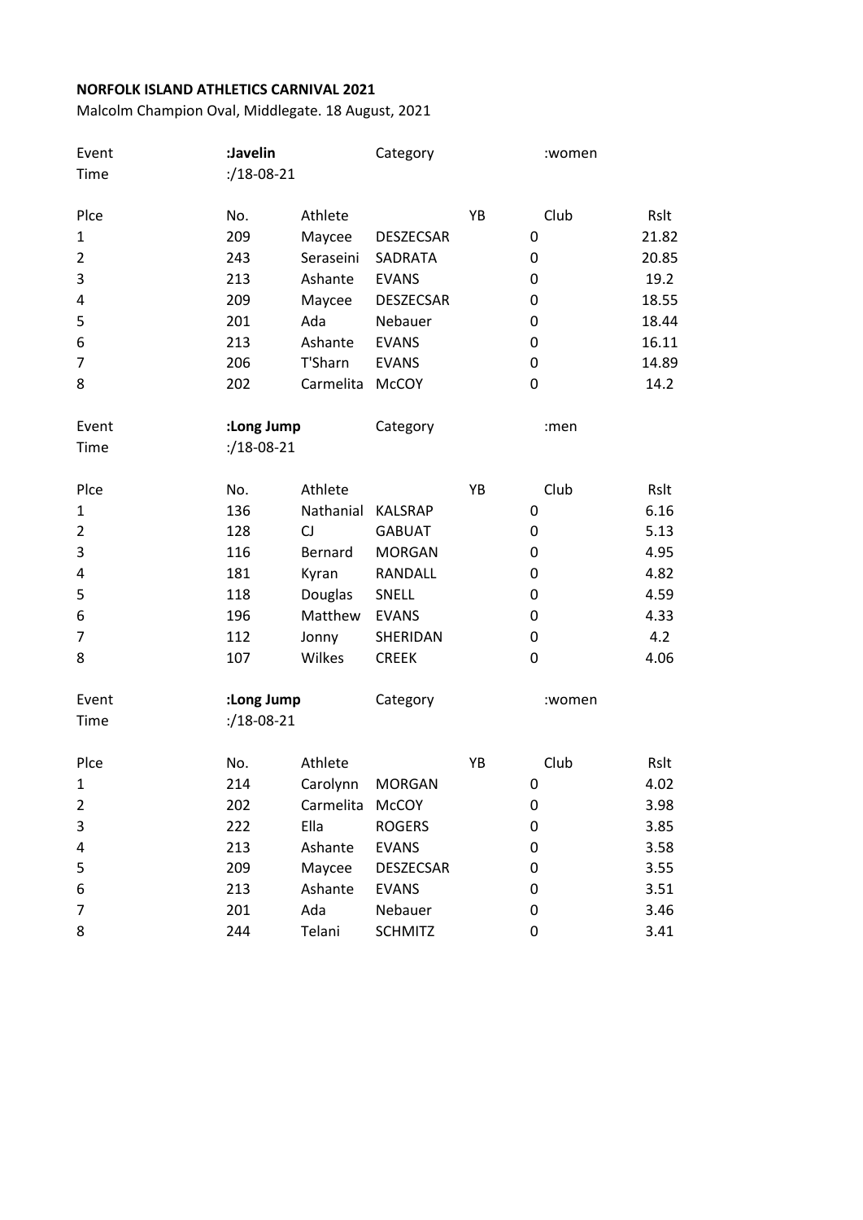**NORFOLK ISLAND ATHLETICS CARNIVAL 2021**

Malcolm Champion Oval, Middlegate. 18 August, 2021

Event **:Javelin** Category :women

Time :/18-08-21

| Plce | No. | Athlete | | YB | Club | Rslt |
|---|---|---|---|---|---|---|
| 1 | 209 | Maycee | DESZECSAR | | 0 | 21.82 |
| 2 | 243 | Seraseini | SADRATA | | 0 | 20.85 |
| 3 | 213 | Ashante | EVANS | | 0 | 19.2 |
| 4 | 209 | Maycee | DESZECSAR | | 0 | 18.55 |
| 5 | 201 | Ada | Nebauer | | 0 | 18.44 |
| 6 | 213 | Ashante | EVANS | | 0 | 16.11 |
| 7 | 206 | T'Sharn | EVANS | | 0 | 14.89 |
| 8 | 202 | Carmelita | McCOY | | 0 | 14.2 |

Event **:Long Jump** Category :men

Time :/18-08-21

| Plce | No. | Athlete | | YB | Club | Rslt |
|---|---|---|---|---|---|---|
| 1 | 136 | Nathanial | KALSRAP | | 0 | 6.16 |
| 2 | 128 | CJ | GABUAT | | 0 | 5.13 |
| 3 | 116 | Bernard | MORGAN | | 0 | 4.95 |
| 4 | 181 | Kyran | RANDALL | | 0 | 4.82 |
| 5 | 118 | Douglas | SNELL | | 0 | 4.59 |
| 6 | 196 | Matthew | EVANS | | 0 | 4.33 |
| 7 | 112 | Jonny | SHERIDAN | | 0 | 4.2 |
| 8 | 107 | Wilkes | CREEK | | 0 | 4.06 |

Event **:Long Jump** Category :women

Time :/18-08-21

| Plce | No. | Athlete | | YB | Club | Rslt |
|---|---|---|---|---|---|---|
| 1 | 214 | Carolynn | MORGAN | | 0 | 4.02 |
| 2 | 202 | Carmelita | McCOY | | 0 | 3.98 |
| 3 | 222 | Ella | ROGERS | | 0 | 3.85 |
| 4 | 213 | Ashante | EVANS | | 0 | 3.58 |
| 5 | 209 | Maycee | DESZECSAR | | 0 | 3.55 |
| 6 | 213 | Ashante | EVANS | | 0 | 3.51 |
| 7 | 201 | Ada | Nebauer | | 0 | 3.46 |
| 8 | 244 | Telani | SCHMITZ | | 0 | 3.41 |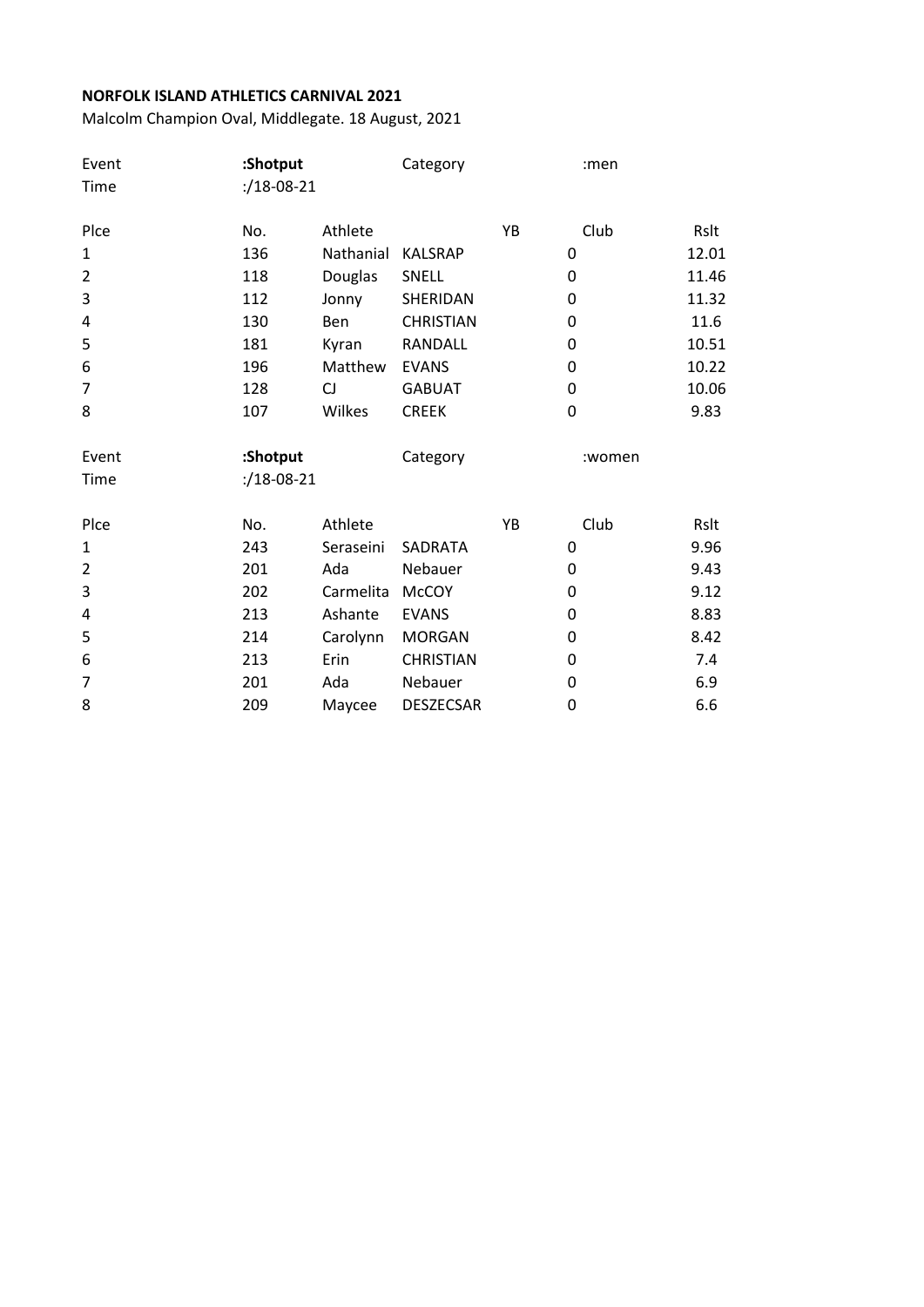**NORFOLK ISLAND ATHLETICS CARNIVAL 2021**

Malcolm Champion Oval, Middlegate. 18 August, 2021

Event **:Shotput** Category :men

Time :/18-08-21

| Plce | No. | Athlete | | YB | Club | Rslt |
|---|---|---|---|---|---|---|
| 1 | 136 | Nathanial | KALSRAP | | 0 | 12.01 |
| 2 | 118 | Douglas | SNELL | | 0 | 11.46 |
| 3 | 112 | Jonny | SHERIDAN | | 0 | 11.32 |
| 4 | 130 | Ben | CHRISTIAN | | 0 | 11.6 |
| 5 | 181 | Kyran | RANDALL | | 0 | 10.51 |
| 6 | 196 | Matthew | EVANS | | 0 | 10.22 |
| 7 | 128 | CJ | GABUAT | | 0 | 10.06 |
| 8 | 107 | Wilkes | CREEK | | 0 | 9.83 |

Event **:Shotput** Category :women

Time :/18-08-21

| Plce | No. | Athlete | | YB | Club | Rslt |
|---|---|---|---|---|---|---|
| 1 | 243 | Seraseini | SADRATA | | 0 | 9.96 |
| 2 | 201 | Ada | Nebauer | | 0 | 9.43 |
| 3 | 202 | Carmelita | McCOY | | 0 | 9.12 |
| 4 | 213 | Ashante | EVANS | | 0 | 8.83 |
| 5 | 214 | Carolynn | MORGAN | | 0 | 8.42 |
| 6 | 213 | Erin | CHRISTIAN | | 0 | 7.4 |
| 7 | 201 | Ada | Nebauer | | 0 | 6.9 |
| 8 | 209 | Maycee | DESZECSAR | | 0 | 6.6 |